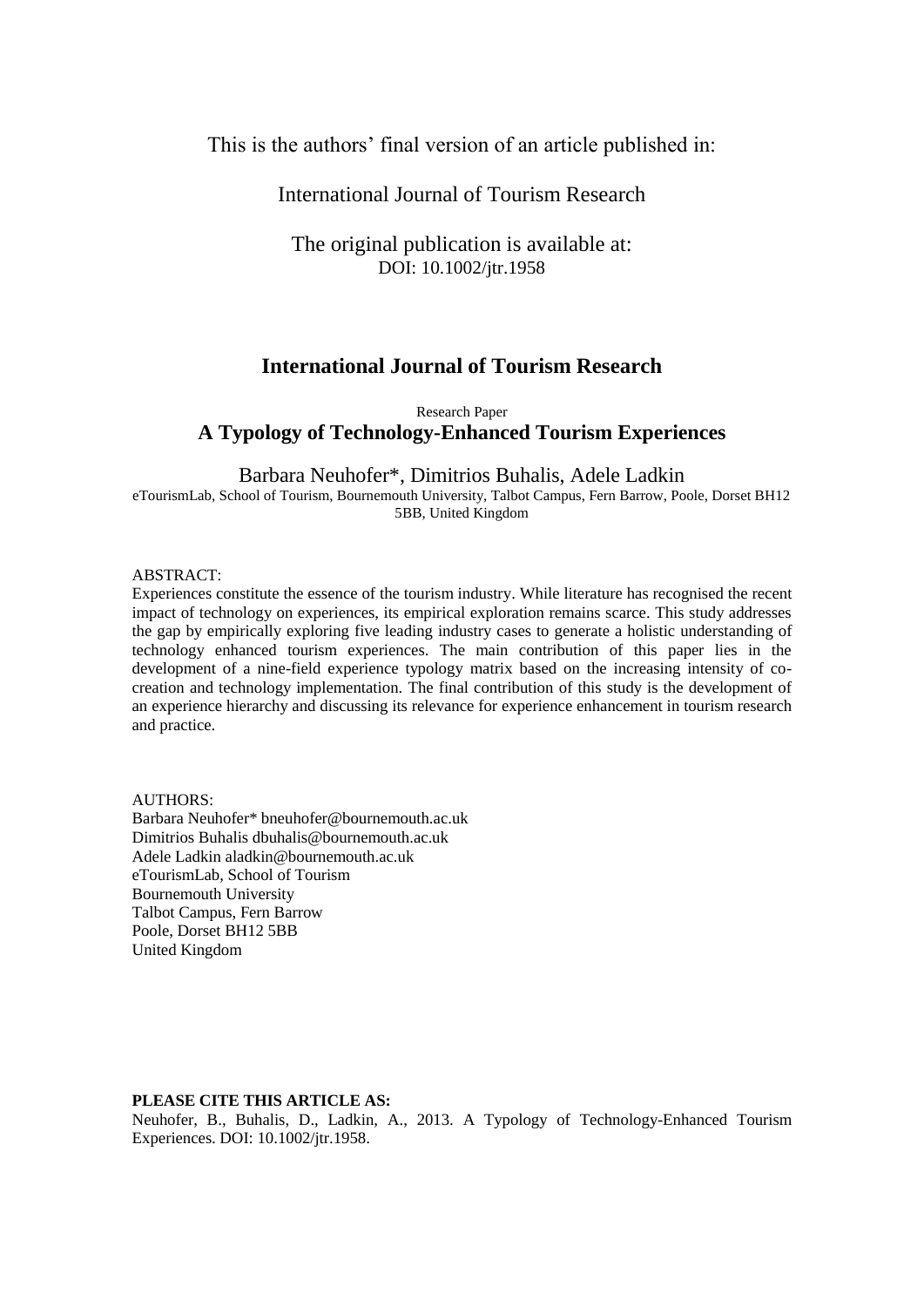This is the authors' final version of an article published in:

International Journal of Tourism Research

The original publication is available at:
DOI: 10.1002/jtr.1958

# International Journal of Tourism Research

Research Paper

## A Typology of Technology-Enhanced Tourism Experiences

Barbara Neuhofer*, Dimitrios Buhalis, Adele Ladkin

eTourismLab, School of Tourism, Bournemouth University, Talbot Campus, Fern Barrow, Poole, Dorset BH12 5BB, United Kingdom

ABSTRACT:

Experiences constitute the essence of the tourism industry. While literature has recognised the recent impact of technology on experiences, its empirical exploration remains scarce. This study addresses the gap by empirically exploring five leading industry cases to generate a holistic understanding of technology enhanced tourism experiences. The main contribution of this paper lies in the development of a nine-field experience typology matrix based on the increasing intensity of co-creation and technology implementation. The final contribution of this study is the development of an experience hierarchy and discussing its relevance for experience enhancement in tourism research and practice.

AUTHORS:

Barbara Neuhofer* bneuhofer@bournemouth.ac.uk
Dimitrios Buhalis dbuhalis@bournemouth.ac.uk
Adele Ladkin aladkin@bournemouth.ac.uk
eTourismLab, School of Tourism
Bournemouth University
Talbot Campus, Fern Barrow
Poole, Dorset BH12 5BB
United Kingdom

**PLEASE CITE THIS ARTICLE AS:**

Neuhofer, B., Buhalis, D., Ladkin, A., 2013. A Typology of Technology-Enhanced Tourism Experiences. DOI: 10.1002/jtr.1958.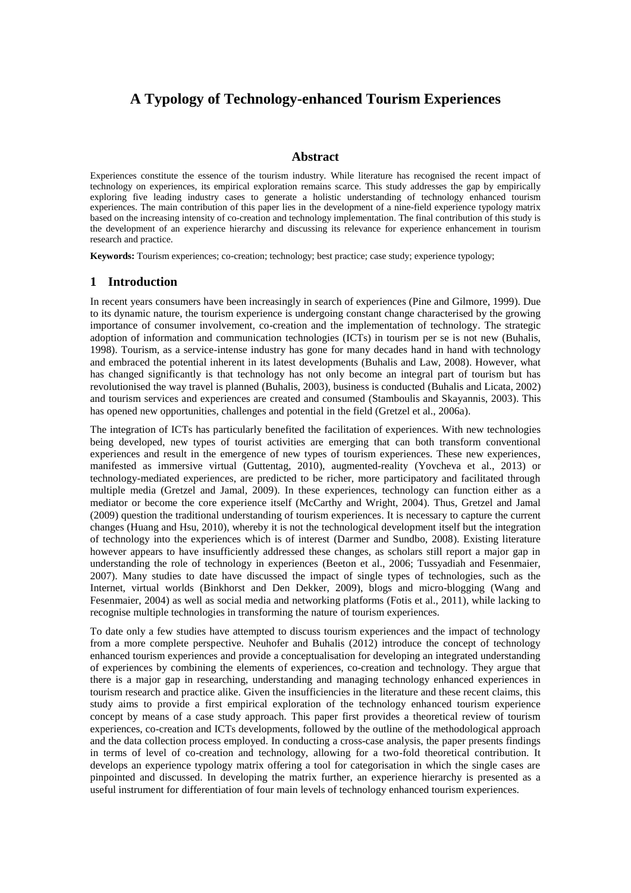# A Typology of Technology-enhanced Tourism Experiences

## Abstract

Experiences constitute the essence of the tourism industry. While literature has recognised the recent impact of technology on experiences, its empirical exploration remains scarce. This study addresses the gap by empirically exploring five leading industry cases to generate a holistic understanding of technology enhanced tourism experiences. The main contribution of this paper lies in the development of a nine-field experience typology matrix based on the increasing intensity of co-creation and technology implementation. The final contribution of this study is the development of an experience hierarchy and discussing its relevance for experience enhancement in tourism research and practice.

**Keywords:** Tourism experiences; co-creation; technology; best practice; case study; experience typology;

## 1 Introduction

In recent years consumers have been increasingly in search of experiences (Pine and Gilmore, 1999). Due to its dynamic nature, the tourism experience is undergoing constant change characterised by the growing importance of consumer involvement, co-creation and the implementation of technology. The strategic adoption of information and communication technologies (ICTs) in tourism per se is not new (Buhalis, 1998). Tourism, as a service-intense industry has gone for many decades hand in hand with technology and embraced the potential inherent in its latest developments (Buhalis and Law, 2008). However, what has changed significantly is that technology has not only become an integral part of tourism but has revolutionised the way travel is planned (Buhalis, 2003), business is conducted (Buhalis and Licata, 2002) and tourism services and experiences are created and consumed (Stamboulis and Skayannis, 2003). This has opened new opportunities, challenges and potential in the field (Gretzel et al., 2006a).

The integration of ICTs has particularly benefited the facilitation of experiences. With new technologies being developed, new types of tourist activities are emerging that can both transform conventional experiences and result in the emergence of new types of tourism experiences. These new experiences, manifested as immersive virtual (Guttentag, 2010), augmented-reality (Yovcheva et al., 2013) or technology-mediated experiences, are predicted to be richer, more participatory and facilitated through multiple media (Gretzel and Jamal, 2009). In these experiences, technology can function either as a mediator or become the core experience itself (McCarthy and Wright, 2004). Thus, Gretzel and Jamal (2009) question the traditional understanding of tourism experiences. It is necessary to capture the current changes (Huang and Hsu, 2010), whereby it is not the technological development itself but the integration of technology into the experiences which is of interest (Darmer and Sundbo, 2008). Existing literature however appears to have insufficiently addressed these changes, as scholars still report a major gap in understanding the role of technology in experiences (Beeton et al., 2006; Tussyadiah and Fesenmaier, 2007). Many studies to date have discussed the impact of single types of technologies, such as the Internet, virtual worlds (Binkhorst and Den Dekker, 2009), blogs and micro-blogging (Wang and Fesenmaier, 2004) as well as social media and networking platforms (Fotis et al., 2011), while lacking to recognise multiple technologies in transforming the nature of tourism experiences.

To date only a few studies have attempted to discuss tourism experiences and the impact of technology from a more complete perspective. Neuhofer and Buhalis (2012) introduce the concept of technology enhanced tourism experiences and provide a conceptualisation for developing an integrated understanding of experiences by combining the elements of experiences, co-creation and technology. They argue that there is a major gap in researching, understanding and managing technology enhanced experiences in tourism research and practice alike. Given the insufficiencies in the literature and these recent claims, this study aims to provide a first empirical exploration of the technology enhanced tourism experience concept by means of a case study approach. This paper first provides a theoretical review of tourism experiences, co-creation and ICTs developments, followed by the outline of the methodological approach and the data collection process employed. In conducting a cross-case analysis, the paper presents findings in terms of level of co-creation and technology, allowing for a two-fold theoretical contribution. It develops an experience typology matrix offering a tool for categorisation in which the single cases are pinpointed and discussed. In developing the matrix further, an experience hierarchy is presented as a useful instrument for differentiation of four main levels of technology enhanced tourism experiences.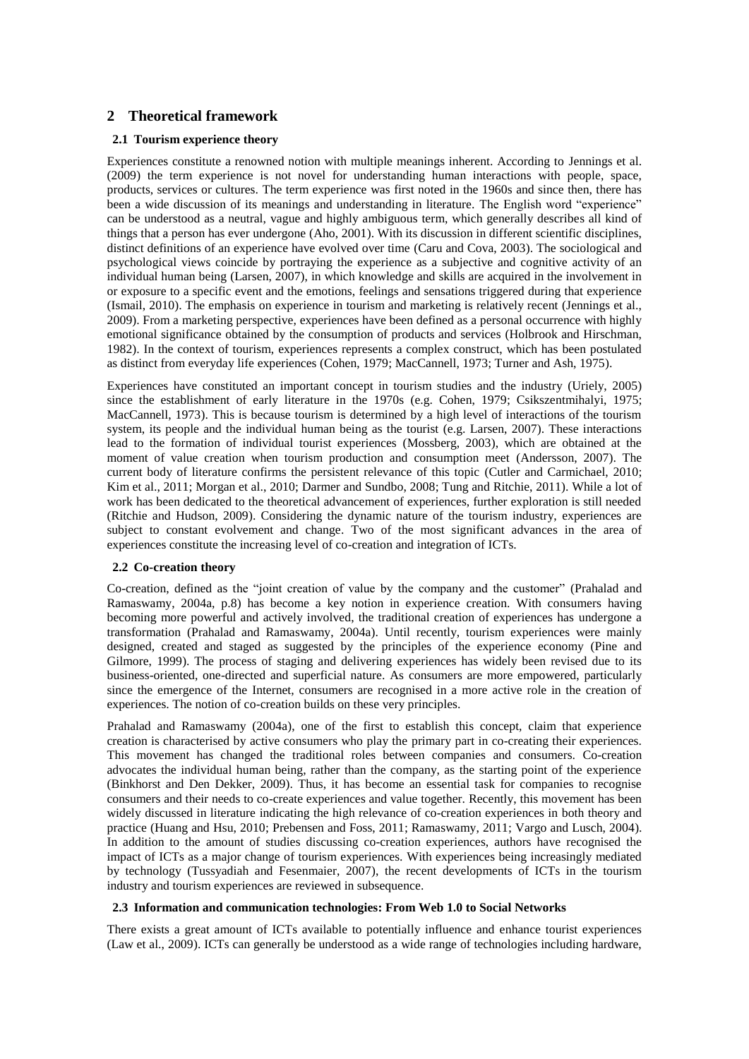# 2 Theoretical framework

## 2.1 Tourism experience theory

Experiences constitute a renowned notion with multiple meanings inherent. According to Jennings et al. (2009) the term experience is not novel for understanding human interactions with people, space, products, services or cultures. The term experience was first noted in the 1960s and since then, there has been a wide discussion of its meanings and understanding in literature. The English word "experience" can be understood as a neutral, vague and highly ambiguous term, which generally describes all kind of things that a person has ever undergone (Aho, 2001). With its discussion in different scientific disciplines, distinct definitions of an experience have evolved over time (Caru and Cova, 2003). The sociological and psychological views coincide by portraying the experience as a subjective and cognitive activity of an individual human being (Larsen, 2007), in which knowledge and skills are acquired in the involvement in or exposure to a specific event and the emotions, feelings and sensations triggered during that experience (Ismail, 2010). The emphasis on experience in tourism and marketing is relatively recent (Jennings et al., 2009). From a marketing perspective, experiences have been defined as a personal occurrence with highly emotional significance obtained by the consumption of products and services (Holbrook and Hirschman, 1982). In the context of tourism, experiences represents a complex construct, which has been postulated as distinct from everyday life experiences (Cohen, 1979; MacCannell, 1973; Turner and Ash, 1975).

Experiences have constituted an important concept in tourism studies and the industry (Uriely, 2005) since the establishment of early literature in the 1970s (e.g. Cohen, 1979; Csikszentmihalyi, 1975; MacCannell, 1973). This is because tourism is determined by a high level of interactions of the tourism system, its people and the individual human being as the tourist (e.g. Larsen, 2007). These interactions lead to the formation of individual tourist experiences (Mossberg, 2003), which are obtained at the moment of value creation when tourism production and consumption meet (Andersson, 2007). The current body of literature confirms the persistent relevance of this topic (Cutler and Carmichael, 2010; Kim et al., 2011; Morgan et al., 2010; Darmer and Sundbo, 2008; Tung and Ritchie, 2011). While a lot of work has been dedicated to the theoretical advancement of experiences, further exploration is still needed (Ritchie and Hudson, 2009). Considering the dynamic nature of the tourism industry, experiences are subject to constant evolvement and change. Two of the most significant advances in the area of experiences constitute the increasing level of co-creation and integration of ICTs.

## 2.2 Co-creation theory

Co-creation, defined as the "joint creation of value by the company and the customer" (Prahalad and Ramaswamy, 2004a, p.8) has become a key notion in experience creation. With consumers having becoming more powerful and actively involved, the traditional creation of experiences has undergone a transformation (Prahalad and Ramaswamy, 2004a). Until recently, tourism experiences were mainly designed, created and staged as suggested by the principles of the experience economy (Pine and Gilmore, 1999). The process of staging and delivering experiences has widely been revised due to its business-oriented, one-directed and superficial nature. As consumers are more empowered, particularly since the emergence of the Internet, consumers are recognised in a more active role in the creation of experiences. The notion of co-creation builds on these very principles.

Prahalad and Ramaswamy (2004a), one of the first to establish this concept, claim that experience creation is characterised by active consumers who play the primary part in co-creating their experiences. This movement has changed the traditional roles between companies and consumers. Co-creation advocates the individual human being, rather than the company, as the starting point of the experience (Binkhorst and Den Dekker, 2009). Thus, it has become an essential task for companies to recognise consumers and their needs to co-create experiences and value together. Recently, this movement has been widely discussed in literature indicating the high relevance of co-creation experiences in both theory and practice (Huang and Hsu, 2010; Prebensen and Foss, 2011; Ramaswamy, 2011; Vargo and Lusch, 2004). In addition to the amount of studies discussing co-creation experiences, authors have recognised the impact of ICTs as a major change of tourism experiences. With experiences being increasingly mediated by technology (Tussyadiah and Fesenmaier, 2007), the recent developments of ICTs in the tourism industry and tourism experiences are reviewed in subsequence.

## 2.3 Information and communication technologies: From Web 1.0 to Social Networks

There exists a great amount of ICTs available to potentially influence and enhance tourist experiences (Law et al., 2009). ICTs can generally be understood as a wide range of technologies including hardware,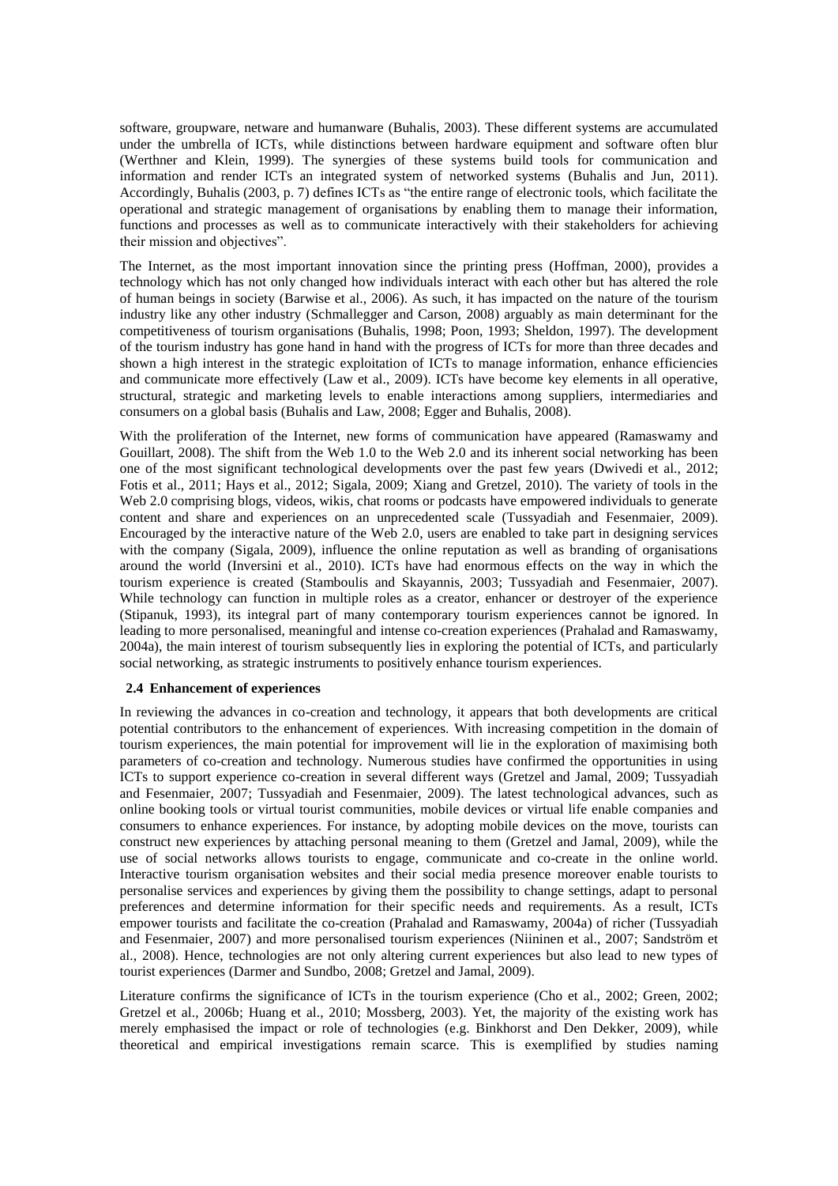software, groupware, netware and humanware (Buhalis, 2003). These different systems are accumulated under the umbrella of ICTs, while distinctions between hardware equipment and software often blur (Werthner and Klein, 1999). The synergies of these systems build tools for communication and information and render ICTs an integrated system of networked systems (Buhalis and Jun, 2011). Accordingly, Buhalis (2003, p. 7) defines ICTs as "the entire range of electronic tools, which facilitate the operational and strategic management of organisations by enabling them to manage their information, functions and processes as well as to communicate interactively with their stakeholders for achieving their mission and objectives".

The Internet, as the most important innovation since the printing press (Hoffman, 2000), provides a technology which has not only changed how individuals interact with each other but has altered the role of human beings in society (Barwise et al., 2006). As such, it has impacted on the nature of the tourism industry like any other industry (Schmallegger and Carson, 2008) arguably as main determinant for the competitiveness of tourism organisations (Buhalis, 1998; Poon, 1993; Sheldon, 1997). The development of the tourism industry has gone hand in hand with the progress of ICTs for more than three decades and shown a high interest in the strategic exploitation of ICTs to manage information, enhance efficiencies and communicate more effectively (Law et al., 2009). ICTs have become key elements in all operative, structural, strategic and marketing levels to enable interactions among suppliers, intermediaries and consumers on a global basis (Buhalis and Law, 2008; Egger and Buhalis, 2008).

With the proliferation of the Internet, new forms of communication have appeared (Ramaswamy and Gouillart, 2008). The shift from the Web 1.0 to the Web 2.0 and its inherent social networking has been one of the most significant technological developments over the past few years (Dwivedi et al., 2012; Fotis et al., 2011; Hays et al., 2012; Sigala, 2009; Xiang and Gretzel, 2010). The variety of tools in the Web 2.0 comprising blogs, videos, wikis, chat rooms or podcasts have empowered individuals to generate content and share and experiences on an unprecedented scale (Tussyadiah and Fesenmaier, 2009). Encouraged by the interactive nature of the Web 2.0, users are enabled to take part in designing services with the company (Sigala, 2009), influence the online reputation as well as branding of organisations around the world (Inversini et al., 2010). ICTs have had enormous effects on the way in which the tourism experience is created (Stamboulis and Skayannis, 2003; Tussyadiah and Fesenmaier, 2007). While technology can function in multiple roles as a creator, enhancer or destroyer of the experience (Stipanuk, 1993), its integral part of many contemporary tourism experiences cannot be ignored. In leading to more personalised, meaningful and intense co-creation experiences (Prahalad and Ramaswamy, 2004a), the main interest of tourism subsequently lies in exploring the potential of ICTs, and particularly social networking, as strategic instruments to positively enhance tourism experiences.

### 2.4 Enhancement of experiences

In reviewing the advances in co-creation and technology, it appears that both developments are critical potential contributors to the enhancement of experiences. With increasing competition in the domain of tourism experiences, the main potential for improvement will lie in the exploration of maximising both parameters of co-creation and technology. Numerous studies have confirmed the opportunities in using ICTs to support experience co-creation in several different ways (Gretzel and Jamal, 2009; Tussyadiah and Fesenmaier, 2007; Tussyadiah and Fesenmaier, 2009). The latest technological advances, such as online booking tools or virtual tourist communities, mobile devices or virtual life enable companies and consumers to enhance experiences. For instance, by adopting mobile devices on the move, tourists can construct new experiences by attaching personal meaning to them (Gretzel and Jamal, 2009), while the use of social networks allows tourists to engage, communicate and co-create in the online world. Interactive tourism organisation websites and their social media presence moreover enable tourists to personalise services and experiences by giving them the possibility to change settings, adapt to personal preferences and determine information for their specific needs and requirements. As a result, ICTs empower tourists and facilitate the co-creation (Prahalad and Ramaswamy, 2004a) of richer (Tussyadiah and Fesenmaier, 2007) and more personalised tourism experiences (Niininen et al., 2007; Sandström et al., 2008). Hence, technologies are not only altering current experiences but also lead to new types of tourist experiences (Darmer and Sundbo, 2008; Gretzel and Jamal, 2009).

Literature confirms the significance of ICTs in the tourism experience (Cho et al., 2002; Green, 2002; Gretzel et al., 2006b; Huang et al., 2010; Mossberg, 2003). Yet, the majority of the existing work has merely emphasised the impact or role of technologies (e.g. Binkhorst and Den Dekker, 2009), while theoretical and empirical investigations remain scarce. This is exemplified by studies naming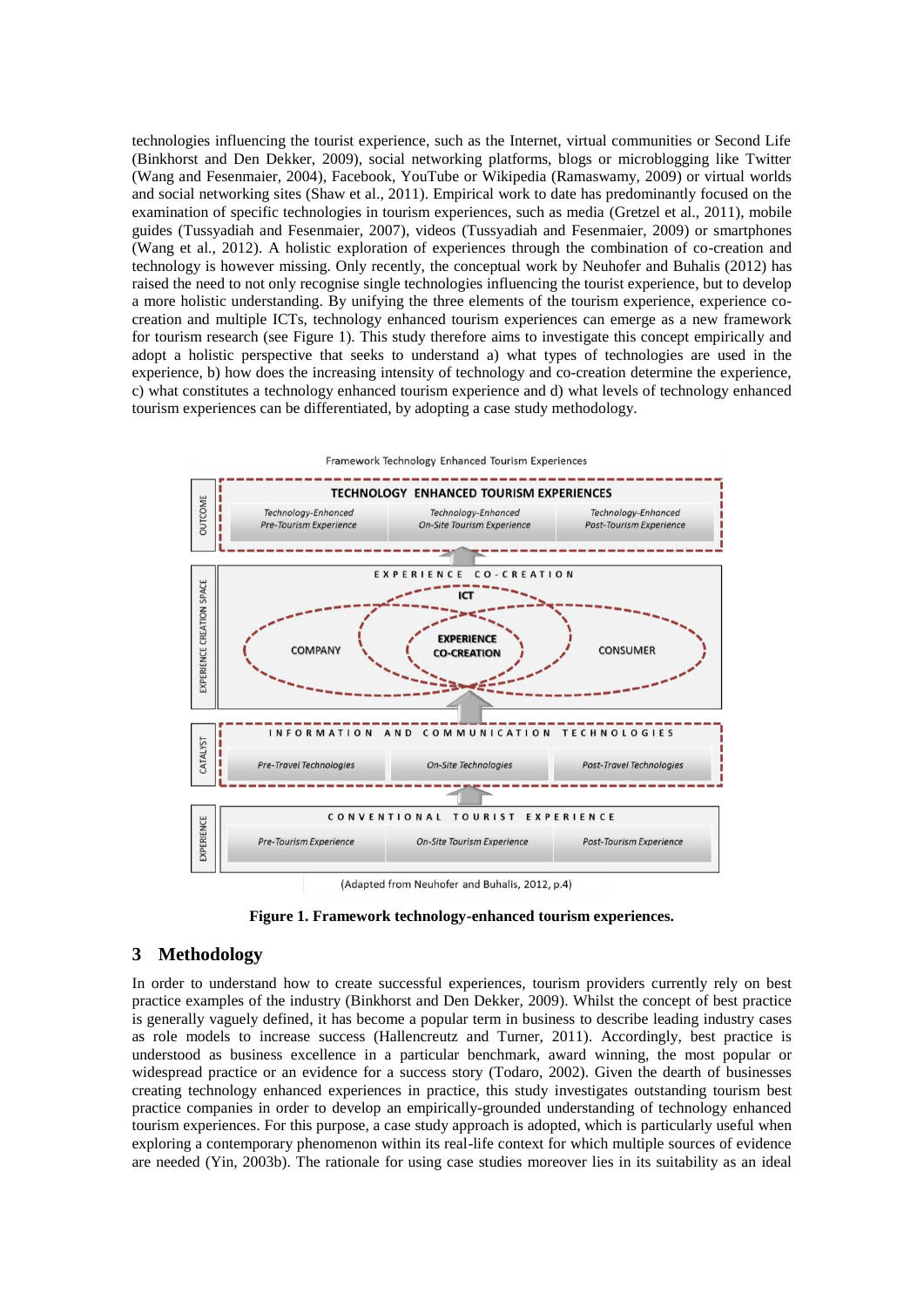technologies influencing the tourist experience, such as the Internet, virtual communities or Second Life (Binkhorst and Den Dekker, 2009), social networking platforms, blogs or microblogging like Twitter (Wang and Fesenmaier, 2004), Facebook, YouTube or Wikipedia (Ramaswamy, 2009) or virtual worlds and social networking sites (Shaw et al., 2011). Empirical work to date has predominantly focused on the examination of specific technologies in tourism experiences, such as media (Gretzel et al., 2011), mobile guides (Tussyadiah and Fesenmaier, 2007), videos (Tussyadiah and Fesenmaier, 2009) or smartphones (Wang et al., 2012). A holistic exploration of experiences through the combination of co-creation and technology is however missing. Only recently, the conceptual work by Neuhofer and Buhalis (2012) has raised the need to not only recognise single technologies influencing the tourist experience, but to develop a more holistic understanding. By unifying the three elements of the tourism experience, experience co-creation and multiple ICTs, technology enhanced tourism experiences can emerge as a new framework for tourism research (see Figure 1). This study therefore aims to investigate this concept empirically and adopt a holistic perspective that seeks to understand a) what types of technologies are used in the experience, b) how does the increasing intensity of technology and co-creation determine the experience, c) what constitutes a technology enhanced tourism experience and d) what levels of technology enhanced tourism experiences can be differentiated, by adopting a case study methodology.

Framework Technology Enhanced Tourism Experiences

| | | | |
|---|---|---|---|
| OUTCOME | TECHNOLOGY ENHANCED TOURISM EXPERIENCES | | |
| | *Technology-Enhanced Pre-Tourism Experience* | *Technology-Enhanced On-Site Tourism Experience* | *Technology-Enhanced Post-Tourism Experience* |
| EXPERIENCE CREATION SPACE | EXPERIENCE CO-CREATION: COMPANY, ICT, CONSUMER → EXPERIENCE CO-CREATION | | |
| CATALYST | INFORMATION AND COMMUNICATION TECHNOLOGIES | | |
| | *Pre-Travel Technologies* | *On-Site Technologies* | *Post-Travel Technologies* |
| EXPERIENCE | CONVENTIONAL TOURIST EXPERIENCE | | |
| | *Pre-Tourism Experience* | *On-Site Tourism Experience* | *Post-Tourism Experience* |

(Adapted from Neuhofer and Buhalis, 2012, p.4)

**Figure 1. Framework technology-enhanced tourism experiences.**

## 3 Methodology

In order to understand how to create successful experiences, tourism providers currently rely on best practice examples of the industry (Binkhorst and Den Dekker, 2009). Whilst the concept of best practice is generally vaguely defined, it has become a popular term in business to describe leading industry cases as role models to increase success (Hallencreutz and Turner, 2011). Accordingly, best practice is understood as business excellence in a particular benchmark, award winning, the most popular or widespread practice or an evidence for a success story (Todaro, 2002). Given the dearth of businesses creating technology enhanced experiences in practice, this study investigates outstanding tourism best practice companies in order to develop an empirically-grounded understanding of technology enhanced tourism experiences. For this purpose, a case study approach is adopted, which is particularly useful when exploring a contemporary phenomenon within its real-life context for which multiple sources of evidence are needed (Yin, 2003b). The rationale for using case studies moreover lies in its suitability as an ideal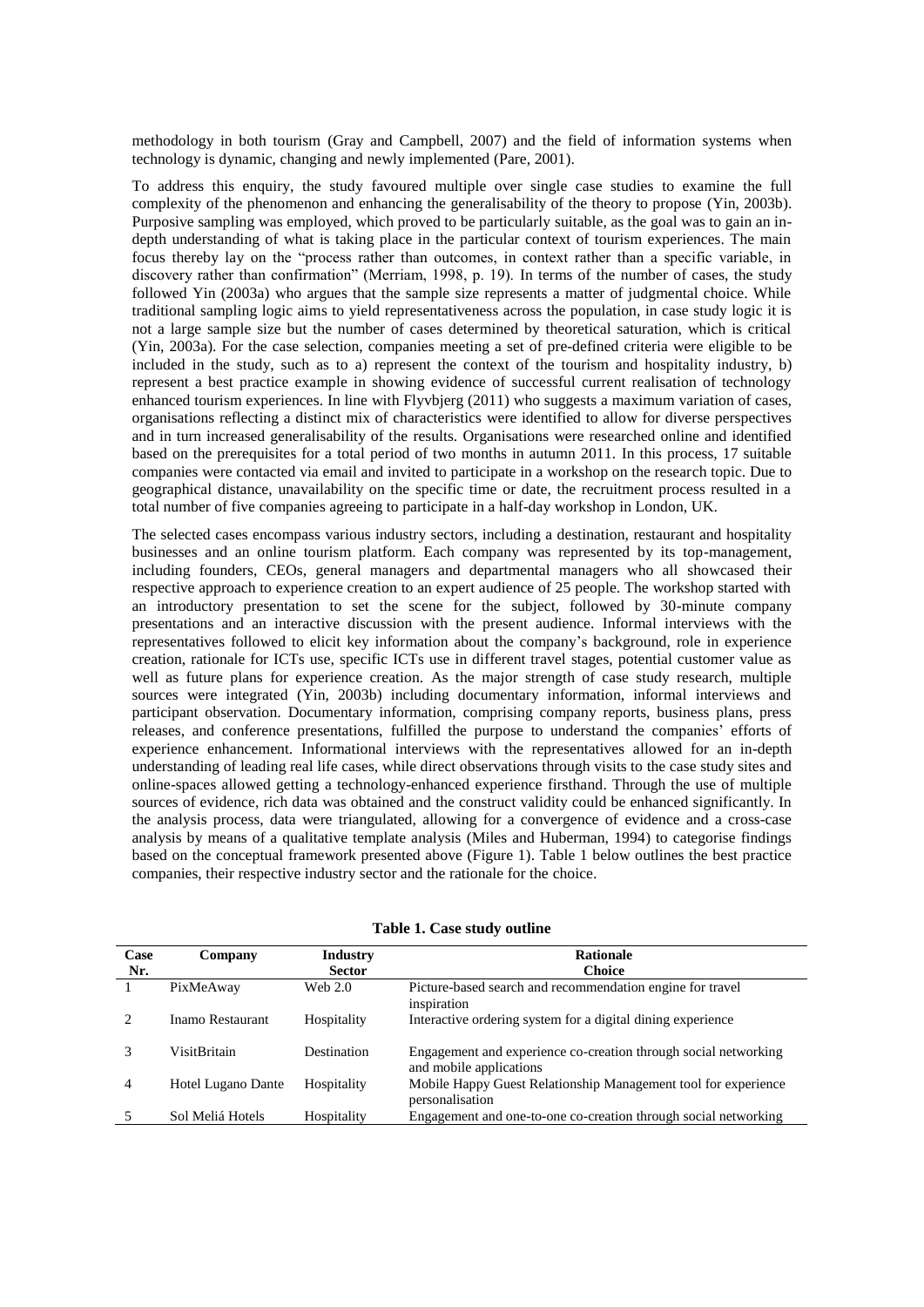methodology in both tourism (Gray and Campbell, 2007) and the field of information systems when technology is dynamic, changing and newly implemented (Pare, 2001).

To address this enquiry, the study favoured multiple over single case studies to examine the full complexity of the phenomenon and enhancing the generalisability of the theory to propose (Yin, 2003b). Purposive sampling was employed, which proved to be particularly suitable, as the goal was to gain an in-depth understanding of what is taking place in the particular context of tourism experiences. The main focus thereby lay on the "process rather than outcomes, in context rather than a specific variable, in discovery rather than confirmation" (Merriam, 1998, p. 19). In terms of the number of cases, the study followed Yin (2003a) who argues that the sample size represents a matter of judgmental choice. While traditional sampling logic aims to yield representativeness across the population, in case study logic it is not a large sample size but the number of cases determined by theoretical saturation, which is critical (Yin, 2003a). For the case selection, companies meeting a set of pre-defined criteria were eligible to be included in the study, such as to a) represent the context of the tourism and hospitality industry, b) represent a best practice example in showing evidence of successful current realisation of technology enhanced tourism experiences. In line with Flyvbjerg (2011) who suggests a maximum variation of cases, organisations reflecting a distinct mix of characteristics were identified to allow for diverse perspectives and in turn increased generalisability of the results. Organisations were researched online and identified based on the prerequisites for a total period of two months in autumn 2011. In this process, 17 suitable companies were contacted via email and invited to participate in a workshop on the research topic. Due to geographical distance, unavailability on the specific time or date, the recruitment process resulted in a total number of five companies agreeing to participate in a half-day workshop in London, UK.

The selected cases encompass various industry sectors, including a destination, restaurant and hospitality businesses and an online tourism platform. Each company was represented by its top-management, including founders, CEOs, general managers and departmental managers who all showcased their respective approach to experience creation to an expert audience of 25 people. The workshop started with an introductory presentation to set the scene for the subject, followed by 30-minute company presentations and an interactive discussion with the present audience. Informal interviews with the representatives followed to elicit key information about the company's background, role in experience creation, rationale for ICTs use, specific ICTs use in different travel stages, potential customer value as well as future plans for experience creation. As the major strength of case study research, multiple sources were integrated (Yin, 2003b) including documentary information, informal interviews and participant observation. Documentary information, comprising company reports, business plans, press releases, and conference presentations, fulfilled the purpose to understand the companies' efforts of experience enhancement. Informational interviews with the representatives allowed for an in-depth understanding of leading real life cases, while direct observations through visits to the case study sites and online-spaces allowed getting a technology-enhanced experience firsthand. Through the use of multiple sources of evidence, rich data was obtained and the construct validity could be enhanced significantly. In the analysis process, data were triangulated, allowing for a convergence of evidence and a cross-case analysis by means of a qualitative template analysis (Miles and Huberman, 1994) to categorise findings based on the conceptual framework presented above (Figure 1). Table 1 below outlines the best practice companies, their respective industry sector and the rationale for the choice.

**Table 1. Case study outline**

| Case Nr. | Company | Industry Sector | Rationale Choice |
|---|---|---|---|
| 1 | PixMeAway | Web 2.0 | Picture-based search and recommendation engine for travel inspiration |
| 2 | Inamo Restaurant | Hospitality | Interactive ordering system for a digital dining experience |
| 3 | VisitBritain | Destination | Engagement and experience co-creation through social networking and mobile applications |
| 4 | Hotel Lugano Dante | Hospitality | Mobile Happy Guest Relationship Management tool for experience personalisation |
| 5 | Sol Meliá Hotels | Hospitality | Engagement and one-to-one co-creation through social networking |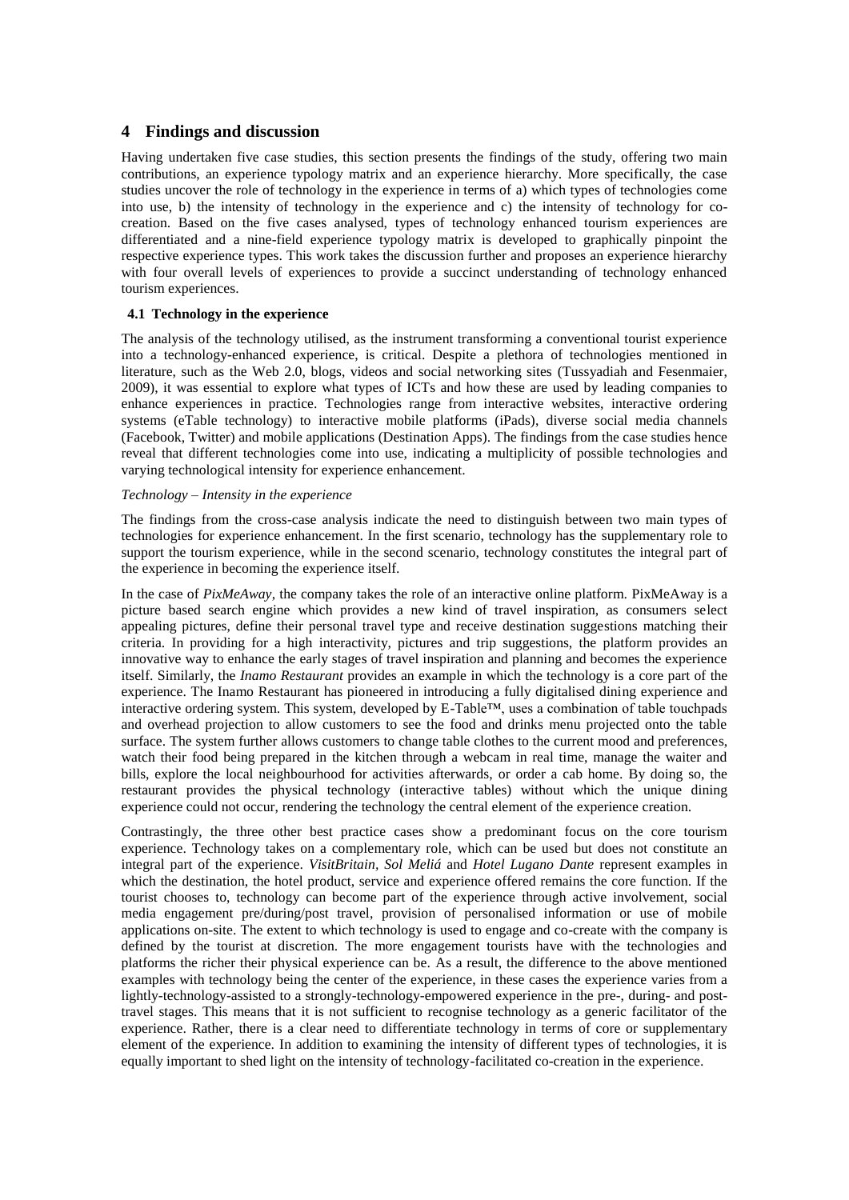## 4 Findings and discussion

Having undertaken five case studies, this section presents the findings of the study, offering two main contributions, an experience typology matrix and an experience hierarchy. More specifically, the case studies uncover the role of technology in the experience in terms of a) which types of technologies come into use, b) the intensity of technology in the experience and c) the intensity of technology for co-creation. Based on the five cases analysed, types of technology enhanced tourism experiences are differentiated and a nine-field experience typology matrix is developed to graphically pinpoint the respective experience types. This work takes the discussion further and proposes an experience hierarchy with four overall levels of experiences to provide a succinct understanding of technology enhanced tourism experiences.

### 4.1 Technology in the experience

The analysis of the technology utilised, as the instrument transforming a conventional tourist experience into a technology-enhanced experience, is critical. Despite a plethora of technologies mentioned in literature, such as the Web 2.0, blogs, videos and social networking sites (Tussyadiah and Fesenmaier, 2009), it was essential to explore what types of ICTs and how these are used by leading companies to enhance experiences in practice. Technologies range from interactive websites, interactive ordering systems (eTable technology) to interactive mobile platforms (iPads), diverse social media channels (Facebook, Twitter) and mobile applications (Destination Apps). The findings from the case studies hence reveal that different technologies come into use, indicating a multiplicity of possible technologies and varying technological intensity for experience enhancement.

*Technology – Intensity in the experience*

The findings from the cross-case analysis indicate the need to distinguish between two main types of technologies for experience enhancement. In the first scenario, technology has the supplementary role to support the tourism experience, while in the second scenario, technology constitutes the integral part of the experience in becoming the experience itself.

In the case of *PixMeAway*, the company takes the role of an interactive online platform. PixMeAway is a picture based search engine which provides a new kind of travel inspiration, as consumers select appealing pictures, define their personal travel type and receive destination suggestions matching their criteria. In providing for a high interactivity, pictures and trip suggestions, the platform provides an innovative way to enhance the early stages of travel inspiration and planning and becomes the experience itself. Similarly, the *Inamo Restaurant* provides an example in which the technology is a core part of the experience. The Inamo Restaurant has pioneered in introducing a fully digitalised dining experience and interactive ordering system. This system, developed by E-Table™, uses a combination of table touchpads and overhead projection to allow customers to see the food and drinks menu projected onto the table surface. The system further allows customers to change table clothes to the current mood and preferences, watch their food being prepared in the kitchen through a webcam in real time, manage the waiter and bills, explore the local neighbourhood for activities afterwards, or order a cab home. By doing so, the restaurant provides the physical technology (interactive tables) without which the unique dining experience could not occur, rendering the technology the central element of the experience creation.

Contrastingly, the three other best practice cases show a predominant focus on the core tourism experience. Technology takes on a complementary role, which can be used but does not constitute an integral part of the experience. *VisitBritain, Sol Meliá* and *Hotel Lugano Dante* represent examples in which the destination, the hotel product, service and experience offered remains the core function. If the tourist chooses to, technology can become part of the experience through active involvement, social media engagement pre/during/post travel, provision of personalised information or use of mobile applications on-site. The extent to which technology is used to engage and co-create with the company is defined by the tourist at discretion. The more engagement tourists have with the technologies and platforms the richer their physical experience can be. As a result, the difference to the above mentioned examples with technology being the center of the experience, in these cases the experience varies from a lightly-technology-assisted to a strongly-technology-empowered experience in the pre-, during- and post-travel stages. This means that it is not sufficient to recognise technology as a generic facilitator of the experience. Rather, there is a clear need to differentiate technology in terms of core or supplementary element of the experience. In addition to examining the intensity of different types of technologies, it is equally important to shed light on the intensity of technology-facilitated co-creation in the experience.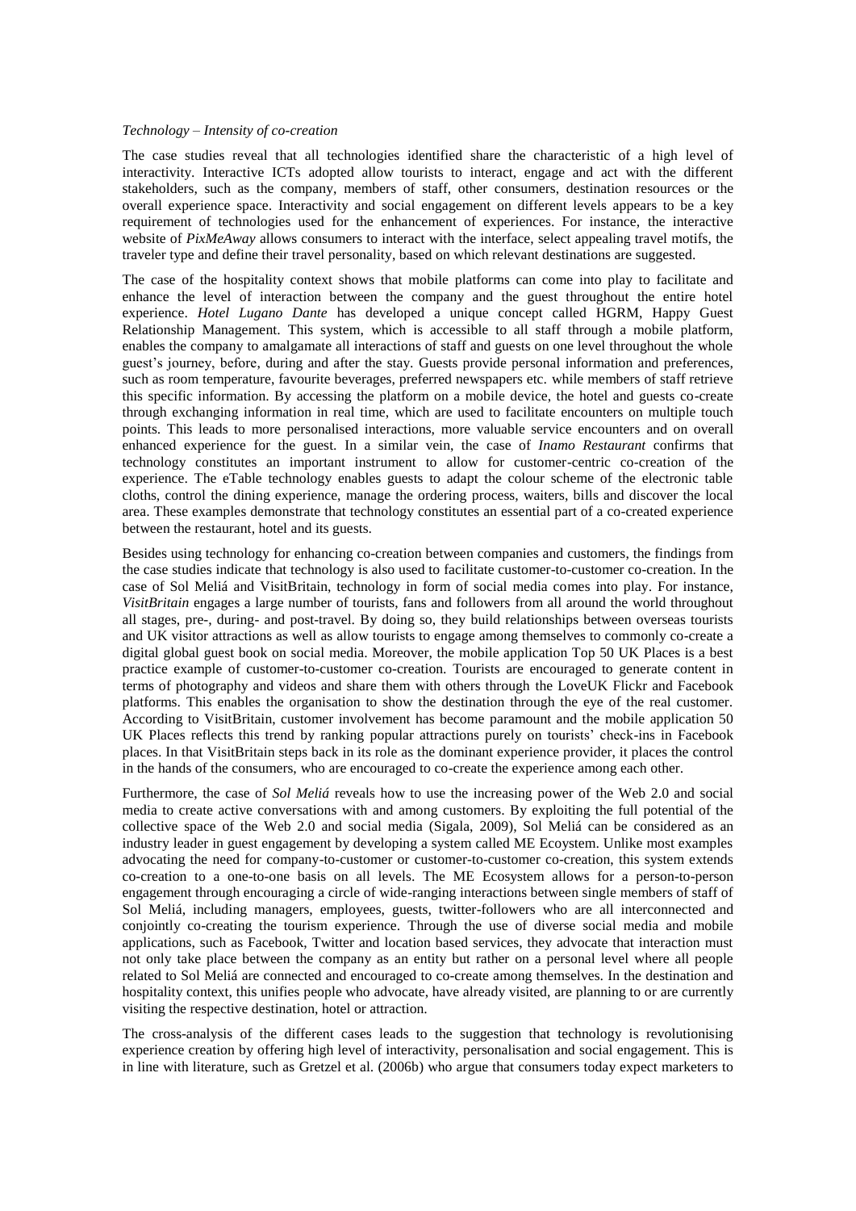*Technology – Intensity of co-creation*

The case studies reveal that all technologies identified share the characteristic of a high level of interactivity. Interactive ICTs adopted allow tourists to interact, engage and act with the different stakeholders, such as the company, members of staff, other consumers, destination resources or the overall experience space. Interactivity and social engagement on different levels appears to be a key requirement of technologies used for the enhancement of experiences. For instance, the interactive website of *PixMeAway* allows consumers to interact with the interface, select appealing travel motifs, the traveler type and define their travel personality, based on which relevant destinations are suggested.

The case of the hospitality context shows that mobile platforms can come into play to facilitate and enhance the level of interaction between the company and the guest throughout the entire hotel experience. *Hotel Lugano Dante* has developed a unique concept called HGRM, Happy Guest Relationship Management. This system, which is accessible to all staff through a mobile platform, enables the company to amalgamate all interactions of staff and guests on one level throughout the whole guest's journey, before, during and after the stay. Guests provide personal information and preferences, such as room temperature, favourite beverages, preferred newspapers etc. while members of staff retrieve this specific information. By accessing the platform on a mobile device, the hotel and guests co-create through exchanging information in real time, which are used to facilitate encounters on multiple touch points. This leads to more personalised interactions, more valuable service encounters and on overall enhanced experience for the guest. In a similar vein, the case of *Inamo Restaurant* confirms that technology constitutes an important instrument to allow for customer-centric co-creation of the experience. The eTable technology enables guests to adapt the colour scheme of the electronic table cloths, control the dining experience, manage the ordering process, waiters, bills and discover the local area. These examples demonstrate that technology constitutes an essential part of a co-created experience between the restaurant, hotel and its guests.

Besides using technology for enhancing co-creation between companies and customers, the findings from the case studies indicate that technology is also used to facilitate customer-to-customer co-creation. In the case of Sol Meliá and VisitBritain, technology in form of social media comes into play. For instance, *VisitBritain* engages a large number of tourists, fans and followers from all around the world throughout all stages, pre-, during- and post-travel. By doing so, they build relationships between overseas tourists and UK visitor attractions as well as allow tourists to engage among themselves to commonly co-create a digital global guest book on social media. Moreover, the mobile application Top 50 UK Places is a best practice example of customer-to-customer co-creation. Tourists are encouraged to generate content in terms of photography and videos and share them with others through the LoveUK Flickr and Facebook platforms. This enables the organisation to show the destination through the eye of the real customer. According to VisitBritain, customer involvement has become paramount and the mobile application 50 UK Places reflects this trend by ranking popular attractions purely on tourists' check-ins in Facebook places. In that VisitBritain steps back in its role as the dominant experience provider, it places the control in the hands of the consumers, who are encouraged to co-create the experience among each other.

Furthermore, the case of *Sol Meliá* reveals how to use the increasing power of the Web 2.0 and social media to create active conversations with and among customers. By exploiting the full potential of the collective space of the Web 2.0 and social media (Sigala, 2009), Sol Meliá can be considered as an industry leader in guest engagement by developing a system called ME Ecoystem. Unlike most examples advocating the need for company-to-customer or customer-to-customer co-creation, this system extends co-creation to a one-to-one basis on all levels. The ME Ecosystem allows for a person-to-person engagement through encouraging a circle of wide-ranging interactions between single members of staff of Sol Meliá, including managers, employees, guests, twitter-followers who are all interconnected and conjointly co-creating the tourism experience. Through the use of diverse social media and mobile applications, such as Facebook, Twitter and location based services, they advocate that interaction must not only take place between the company as an entity but rather on a personal level where all people related to Sol Meliá are connected and encouraged to co-create among themselves. In the destination and hospitality context, this unifies people who advocate, have already visited, are planning to or are currently visiting the respective destination, hotel or attraction.

The cross-analysis of the different cases leads to the suggestion that technology is revolutionising experience creation by offering high level of interactivity, personalisation and social engagement. This is in line with literature, such as Gretzel et al. (2006b) who argue that consumers today expect marketers to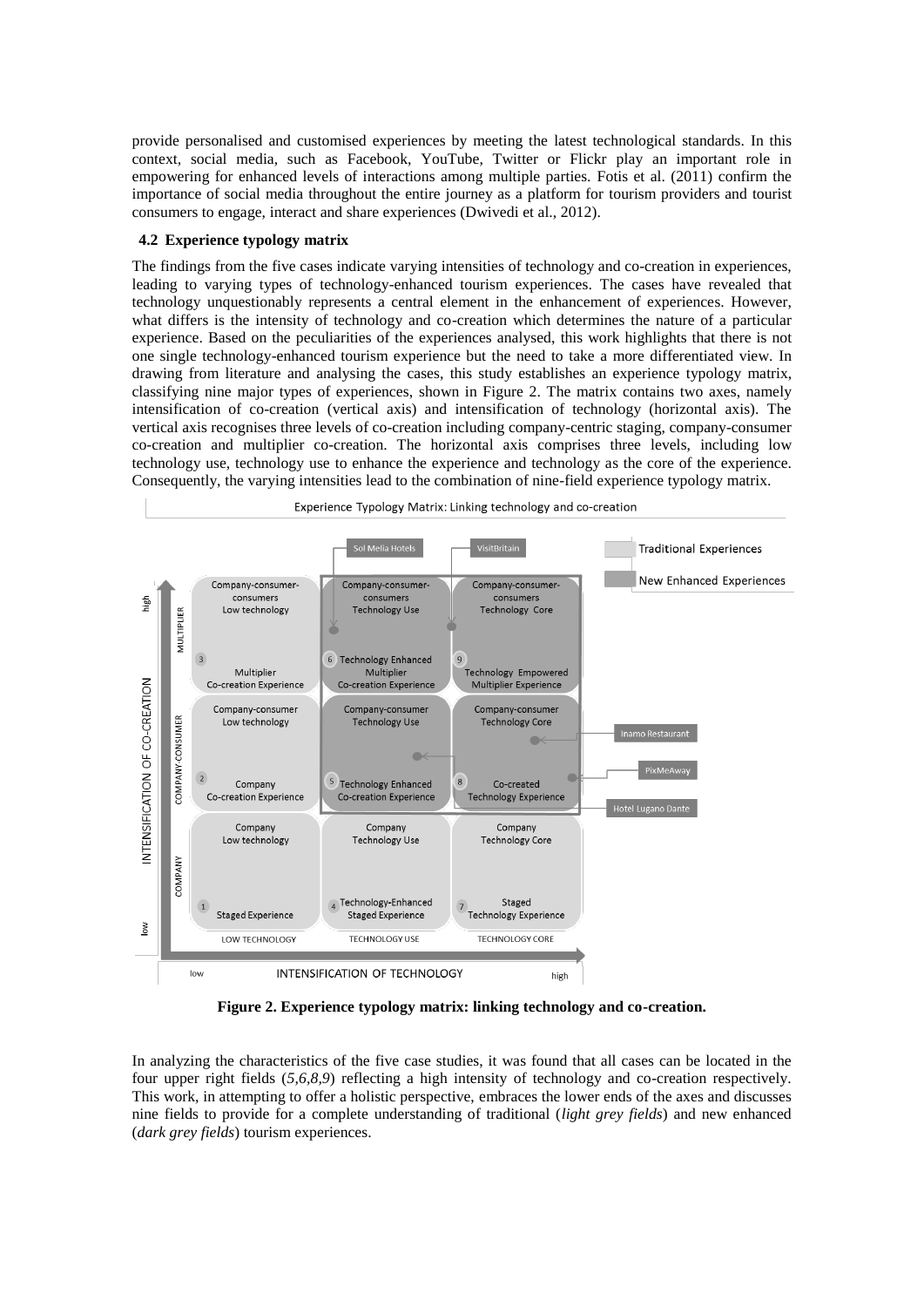provide personalised and customised experiences by meeting the latest technological standards. In this context, social media, such as Facebook, YouTube, Twitter or Flickr play an important role in empowering for enhanced levels of interactions among multiple parties. Fotis et al. (2011) confirm the importance of social media throughout the entire journey as a platform for tourism providers and tourist consumers to engage, interact and share experiences (Dwivedi et al., 2012).

### 4.2 Experience typology matrix

The findings from the five cases indicate varying intensities of technology and co-creation in experiences, leading to varying types of technology-enhanced tourism experiences. The cases have revealed that technology unquestionably represents a central element in the enhancement of experiences. However, what differs is the intensity of technology and co-creation which determines the nature of a particular experience. Based on the peculiarities of the experiences analysed, this work highlights that there is not one single technology-enhanced tourism experience but the need to take a more differentiated view. In drawing from literature and analysing the cases, this study establishes an experience typology matrix, classifying nine major types of experiences, shown in Figure 2. The matrix contains two axes, namely intensification of co-creation (vertical axis) and intensification of technology (horizontal axis). The vertical axis recognises three levels of co-creation including company-centric staging, company-consumer co-creation and multiplier co-creation. The horizontal axis comprises three levels, including low technology use, technology use to enhance the experience and technology as the core of the experience. Consequently, the varying intensities lead to the combination of nine-field experience typology matrix.

**Figure 2. Experience typology matrix: linking technology and co-creation.**

In analyzing the characteristics of the five case studies, it was found that all cases can be located in the four upper right fields (*5,6,8,9*) reflecting a high intensity of technology and co-creation respectively. This work, in attempting to offer a holistic perspective, embraces the lower ends of the axes and discusses nine fields to provide for a complete understanding of traditional (*light grey fields*) and new enhanced (*dark grey fields*) tourism experiences.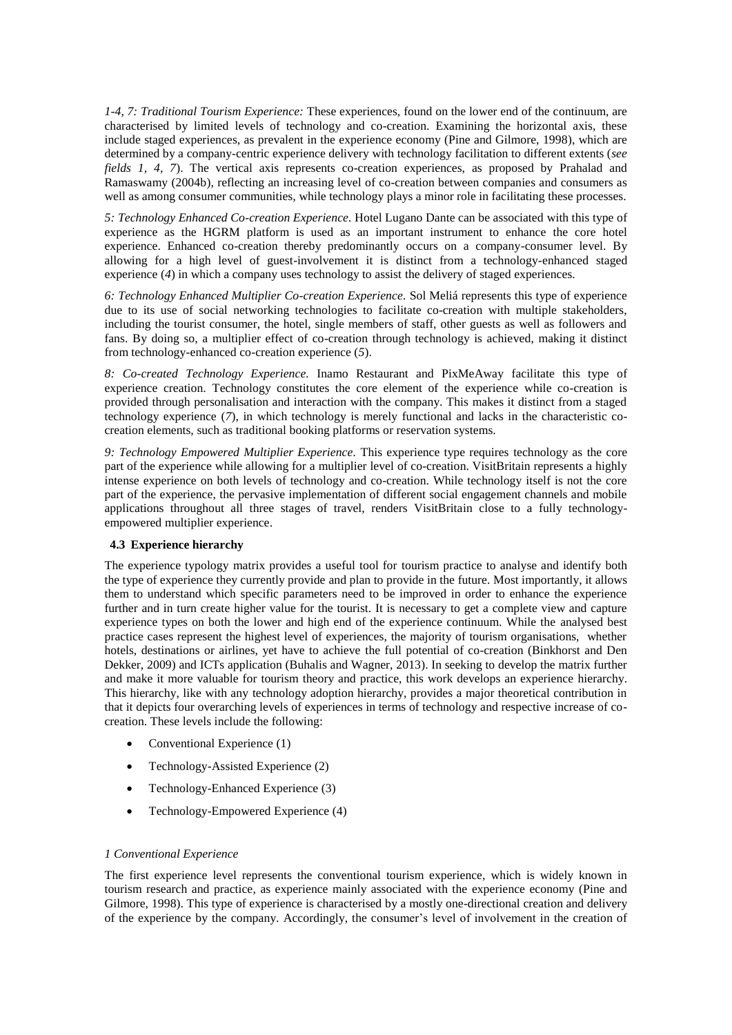*1-4, 7: Traditional Tourism Experience:* These experiences, found on the lower end of the continuum, are characterised by limited levels of technology and co-creation. Examining the horizontal axis, these include staged experiences, as prevalent in the experience economy (Pine and Gilmore, 1998), which are determined by a company-centric experience delivery with technology facilitation to different extents (*see fields 1, 4, 7*). The vertical axis represents co-creation experiences, as proposed by Prahalad and Ramaswamy (2004b), reflecting an increasing level of co-creation between companies and consumers as well as among consumer communities, while technology plays a minor role in facilitating these processes.

*5: Technology Enhanced Co-creation Experience.* Hotel Lugano Dante can be associated with this type of experience as the HGRM platform is used as an important instrument to enhance the core hotel experience. Enhanced co-creation thereby predominantly occurs on a company-consumer level. By allowing for a high level of guest-involvement it is distinct from a technology-enhanced staged experience (*4*) in which a company uses technology to assist the delivery of staged experiences.

*6: Technology Enhanced Multiplier Co-creation Experience.* Sol Meliá represents this type of experience due to its use of social networking technologies to facilitate co-creation with multiple stakeholders, including the tourist consumer, the hotel, single members of staff, other guests as well as followers and fans. By doing so, a multiplier effect of co-creation through technology is achieved, making it distinct from technology-enhanced co-creation experience (*5*).

*8: Co-created Technology Experience.* Inamo Restaurant and PixMeAway facilitate this type of experience creation. Technology constitutes the core element of the experience while co-creation is provided through personalisation and interaction with the company. This makes it distinct from a staged technology experience (*7*), in which technology is merely functional and lacks in the characteristic co-creation elements, such as traditional booking platforms or reservation systems.

*9: Technology Empowered Multiplier Experience.* This experience type requires technology as the core part of the experience while allowing for a multiplier level of co-creation. VisitBritain represents a highly intense experience on both levels of technology and co-creation. While technology itself is not the core part of the experience, the pervasive implementation of different social engagement channels and mobile applications throughout all three stages of travel, renders VisitBritain close to a fully technology-empowered multiplier experience.

### 4.3 Experience hierarchy

The experience typology matrix provides a useful tool for tourism practice to analyse and identify both the type of experience they currently provide and plan to provide in the future. Most importantly, it allows them to understand which specific parameters need to be improved in order to enhance the experience further and in turn create higher value for the tourist. It is necessary to get a complete view and capture experience types on both the lower and high end of the experience continuum. While the analysed best practice cases represent the highest level of experiences, the majority of tourism organisations, whether hotels, destinations or airlines, yet have to achieve the full potential of co-creation (Binkhorst and Den Dekker, 2009) and ICTs application (Buhalis and Wagner, 2013). In seeking to develop the matrix further and make it more valuable for tourism theory and practice, this work develops an experience hierarchy. This hierarchy, like with any technology adoption hierarchy, provides a major theoretical contribution in that it depicts four overarching levels of experiences in terms of technology and respective increase of co-creation. These levels include the following:

- Conventional Experience (1)
- Technology-Assisted Experience (2)
- Technology-Enhanced Experience (3)
- Technology-Empowered Experience (4)

*1 Conventional Experience*

The first experience level represents the conventional tourism experience, which is widely known in tourism research and practice, as experience mainly associated with the experience economy (Pine and Gilmore, 1998). This type of experience is characterised by a mostly one-directional creation and delivery of the experience by the company. Accordingly, the consumer's level of involvement in the creation of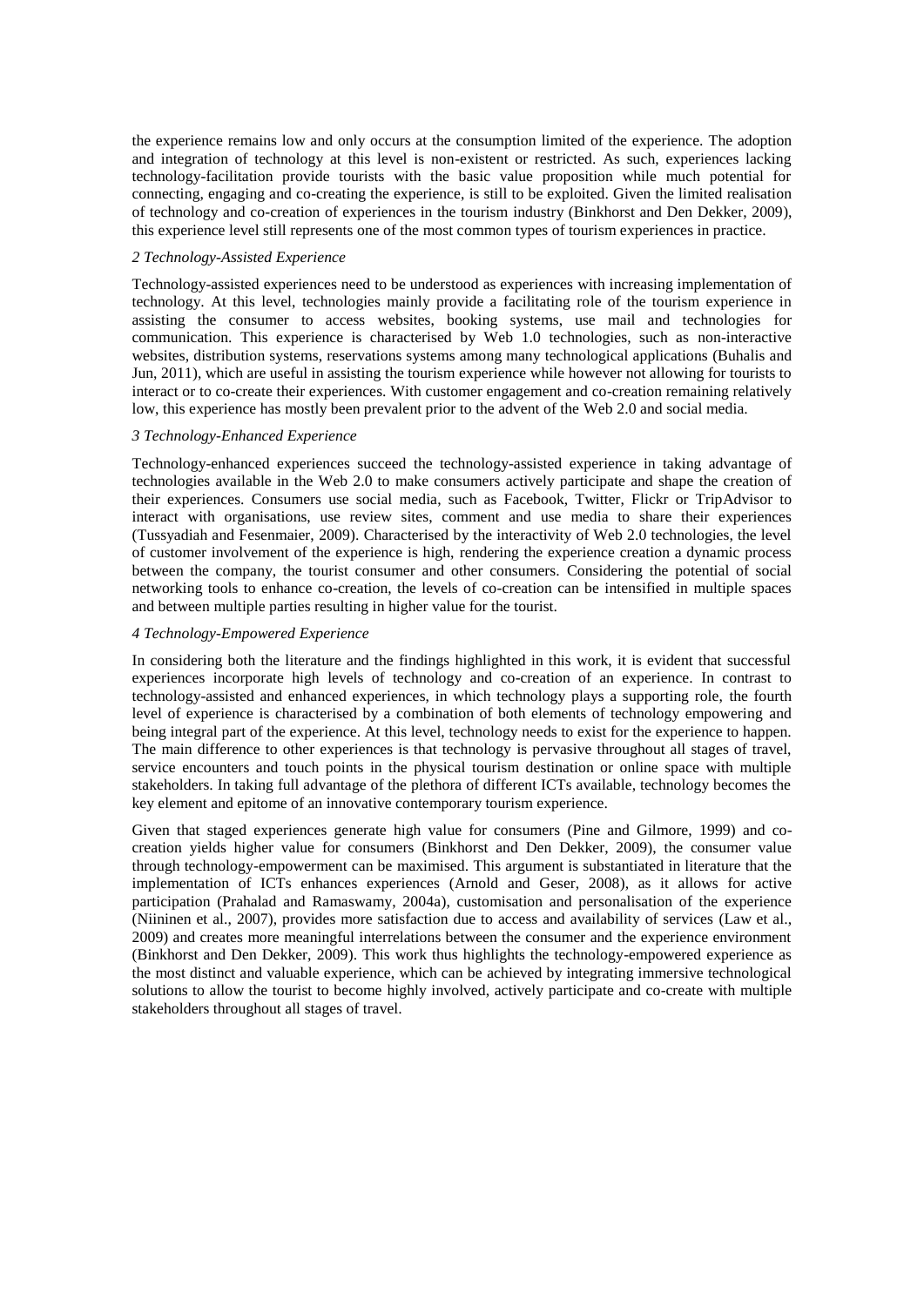the experience remains low and only occurs at the consumption limited of the experience. The adoption and integration of technology at this level is non-existent or restricted. As such, experiences lacking technology-facilitation provide tourists with the basic value proposition while much potential for connecting, engaging and co-creating the experience, is still to be exploited. Given the limited realisation of technology and co-creation of experiences in the tourism industry (Binkhorst and Den Dekker, 2009), this experience level still represents one of the most common types of tourism experiences in practice.

*2 Technology-Assisted Experience*

Technology-assisted experiences need to be understood as experiences with increasing implementation of technology. At this level, technologies mainly provide a facilitating role of the tourism experience in assisting the consumer to access websites, booking systems, use mail and technologies for communication. This experience is characterised by Web 1.0 technologies, such as non-interactive websites, distribution systems, reservations systems among many technological applications (Buhalis and Jun, 2011), which are useful in assisting the tourism experience while however not allowing for tourists to interact or to co-create their experiences. With customer engagement and co-creation remaining relatively low, this experience has mostly been prevalent prior to the advent of the Web 2.0 and social media.

*3 Technology-Enhanced Experience*

Technology-enhanced experiences succeed the technology-assisted experience in taking advantage of technologies available in the Web 2.0 to make consumers actively participate and shape the creation of their experiences. Consumers use social media, such as Facebook, Twitter, Flickr or TripAdvisor to interact with organisations, use review sites, comment and use media to share their experiences (Tussyadiah and Fesenmaier, 2009). Characterised by the interactivity of Web 2.0 technologies, the level of customer involvement of the experience is high, rendering the experience creation a dynamic process between the company, the tourist consumer and other consumers. Considering the potential of social networking tools to enhance co-creation, the levels of co-creation can be intensified in multiple spaces and between multiple parties resulting in higher value for the tourist.

*4 Technology-Empowered Experience*

In considering both the literature and the findings highlighted in this work, it is evident that successful experiences incorporate high levels of technology and co-creation of an experience. In contrast to technology-assisted and enhanced experiences, in which technology plays a supporting role, the fourth level of experience is characterised by a combination of both elements of technology empowering and being integral part of the experience. At this level, technology needs to exist for the experience to happen. The main difference to other experiences is that technology is pervasive throughout all stages of travel, service encounters and touch points in the physical tourism destination or online space with multiple stakeholders. In taking full advantage of the plethora of different ICTs available, technology becomes the key element and epitome of an innovative contemporary tourism experience.

Given that staged experiences generate high value for consumers (Pine and Gilmore, 1999) and co-creation yields higher value for consumers (Binkhorst and Den Dekker, 2009), the consumer value through technology-empowerment can be maximised. This argument is substantiated in literature that the implementation of ICTs enhances experiences (Arnold and Geser, 2008), as it allows for active participation (Prahalad and Ramaswamy, 2004a), customisation and personalisation of the experience (Niininen et al., 2007), provides more satisfaction due to access and availability of services (Law et al., 2009) and creates more meaningful interrelations between the consumer and the experience environment (Binkhorst and Den Dekker, 2009). This work thus highlights the technology-empowered experience as the most distinct and valuable experience, which can be achieved by integrating immersive technological solutions to allow the tourist to become highly involved, actively participate and co-create with multiple stakeholders throughout all stages of travel.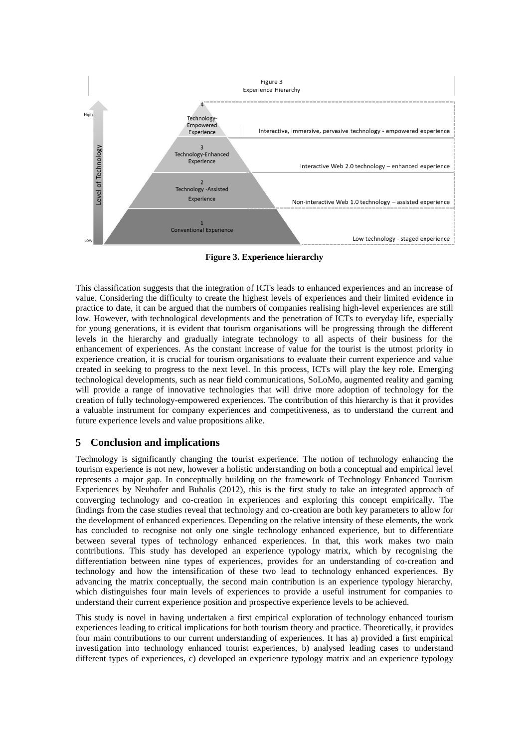**Figure 3. Experience hierarchy**

This classification suggests that the integration of ICTs leads to enhanced experiences and an increase of value. Considering the difficulty to create the highest levels of experiences and their limited evidence in practice to date, it can be argued that the numbers of companies realising high-level experiences are still low. However, with technological developments and the penetration of ICTs to everyday life, especially for young generations, it is evident that tourism organisations will be progressing through the different levels in the hierarchy and gradually integrate technology to all aspects of their business for the enhancement of experiences. As the constant increase of value for the tourist is the utmost priority in experience creation, it is crucial for tourism organisations to evaluate their current experience and value created in seeking to progress to the next level. In this process, ICTs will play the key role. Emerging technological developments, such as near field communications, SoLoMo, augmented reality and gaming will provide a range of innovative technologies that will drive more adoption of technology for the creation of fully technology-empowered experiences. The contribution of this hierarchy is that it provides a valuable instrument for company experiences and competitiveness, as to understand the current and future experience levels and value propositions alike.

## 5 Conclusion and implications

Technology is significantly changing the tourist experience. The notion of technology enhancing the tourism experience is not new, however a holistic understanding on both a conceptual and empirical level represents a major gap. In conceptually building on the framework of Technology Enhanced Tourism Experiences by Neuhofer and Buhalis (2012), this is the first study to take an integrated approach of converging technology and co-creation in experiences and exploring this concept empirically. The findings from the case studies reveal that technology and co-creation are both key parameters to allow for the development of enhanced experiences. Depending on the relative intensity of these elements, the work has concluded to recognise not only one single technology enhanced experience, but to differentiate between several types of technology enhanced experiences. In that, this work makes two main contributions. This study has developed an experience typology matrix, which by recognising the differentiation between nine types of experiences, provides for an understanding of co-creation and technology and how the intensification of these two lead to technology enhanced experiences. By advancing the matrix conceptually, the second main contribution is an experience typology hierarchy, which distinguishes four main levels of experiences to provide a useful instrument for companies to understand their current experience position and prospective experience levels to be achieved.

This study is novel in having undertaken a first empirical exploration of technology enhanced tourism experiences leading to critical implications for both tourism theory and practice. Theoretically, it provides four main contributions to our current understanding of experiences. It has a) provided a first empirical investigation into technology enhanced tourist experiences, b) analysed leading cases to understand different types of experiences, c) developed an experience typology matrix and an experience typology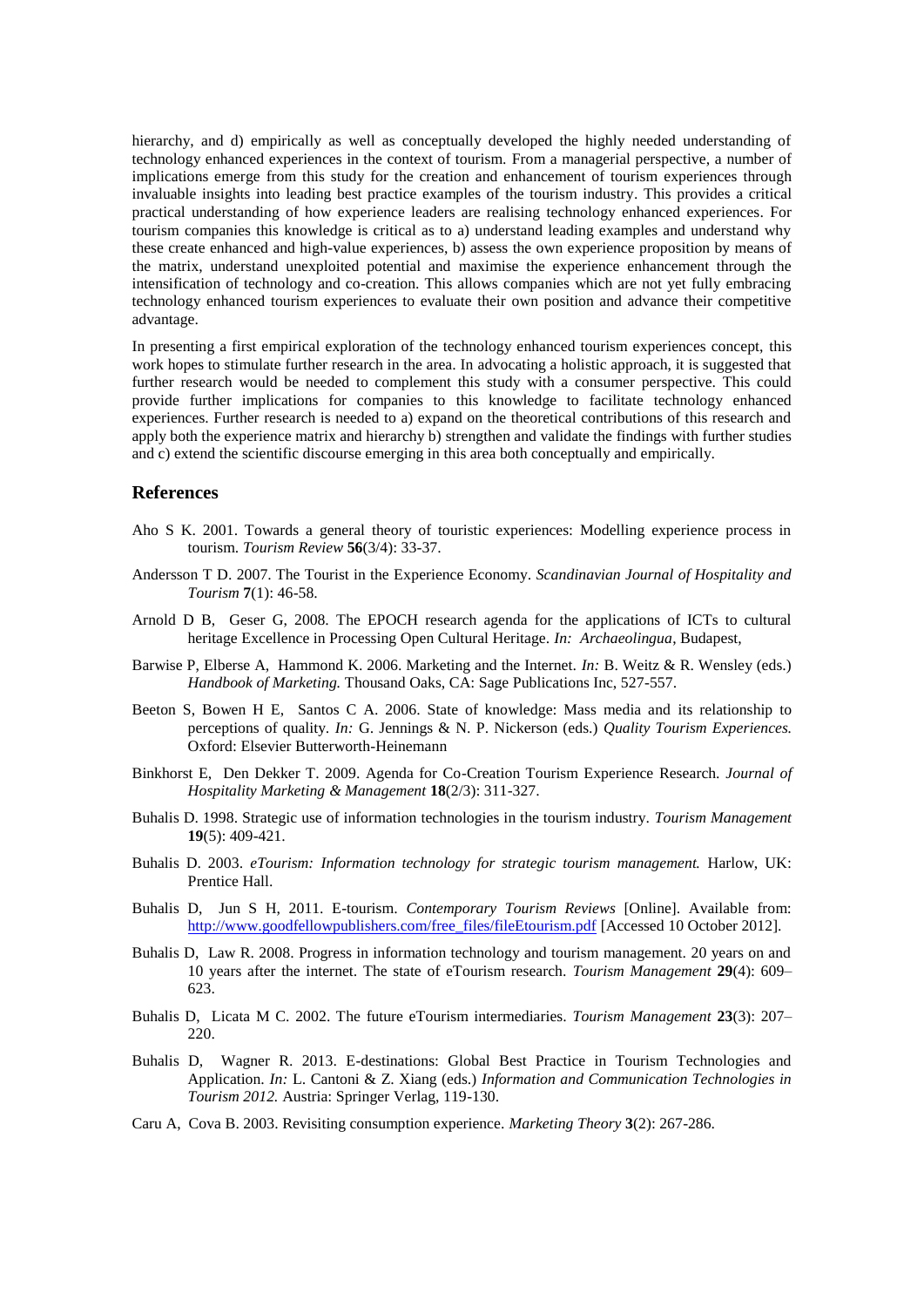hierarchy, and d) empirically as well as conceptually developed the highly needed understanding of technology enhanced experiences in the context of tourism. From a managerial perspective, a number of implications emerge from this study for the creation and enhancement of tourism experiences through invaluable insights into leading best practice examples of the tourism industry. This provides a critical practical understanding of how experience leaders are realising technology enhanced experiences. For tourism companies this knowledge is critical as to a) understand leading examples and understand why these create enhanced and high-value experiences, b) assess the own experience proposition by means of the matrix, understand unexploited potential and maximise the experience enhancement through the intensification of technology and co-creation. This allows companies which are not yet fully embracing technology enhanced tourism experiences to evaluate their own position and advance their competitive advantage.

In presenting a first empirical exploration of the technology enhanced tourism experiences concept, this work hopes to stimulate further research in the area. In advocating a holistic approach, it is suggested that further research would be needed to complement this study with a consumer perspective. This could provide further implications for companies to this knowledge to facilitate technology enhanced experiences. Further research is needed to a) expand on the theoretical contributions of this research and apply both the experience matrix and hierarchy b) strengthen and validate the findings with further studies and c) extend the scientific discourse emerging in this area both conceptually and empirically.

## References

Aho S K. 2001. Towards a general theory of touristic experiences: Modelling experience process in tourism. *Tourism Review* **56**(3/4): 33-37.

Andersson T D. 2007. The Tourist in the Experience Economy. *Scandinavian Journal of Hospitality and Tourism* **7**(1): 46-58.

Arnold D B, Geser G, 2008. The EPOCH research agenda for the applications of ICTs to cultural heritage Excellence in Processing Open Cultural Heritage. *In: Archaeolingua*, Budapest,

Barwise P, Elberse A, Hammond K. 2006. Marketing and the Internet. *In:* B. Weitz & R. Wensley (eds.) *Handbook of Marketing.* Thousand Oaks, CA: Sage Publications Inc, 527-557.

Beeton S, Bowen H E, Santos C A. 2006. State of knowledge: Mass media and its relationship to perceptions of quality. *In:* G. Jennings & N. P. Nickerson (eds.) *Quality Tourism Experiences.* Oxford: Elsevier Butterworth-Heinemann

Binkhorst E, Den Dekker T. 2009. Agenda for Co-Creation Tourism Experience Research. *Journal of Hospitality Marketing & Management* **18**(2/3): 311-327.

Buhalis D. 1998. Strategic use of information technologies in the tourism industry. *Tourism Management* **19**(5): 409-421.

Buhalis D. 2003. *eTourism: Information technology for strategic tourism management.* Harlow, UK: Prentice Hall.

Buhalis D, Jun S H, 2011. E-tourism. *Contemporary Tourism Reviews* [Online]. Available from: http://www.goodfellowpublishers.com/free_files/fileEtourism.pdf [Accessed 10 October 2012].

Buhalis D, Law R. 2008. Progress in information technology and tourism management. 20 years on and 10 years after the internet. The state of eTourism research. *Tourism Management* **29**(4): 609–623.

Buhalis D, Licata M C. 2002. The future eTourism intermediaries. *Tourism Management* **23**(3): 207–220.

Buhalis D, Wagner R. 2013. E-destinations: Global Best Practice in Tourism Technologies and Application. *In:* L. Cantoni & Z. Xiang (eds.) *Information and Communication Technologies in Tourism 2012.* Austria: Springer Verlag, 119-130.

Caru A, Cova B. 2003. Revisiting consumption experience. *Marketing Theory* **3**(2): 267-286.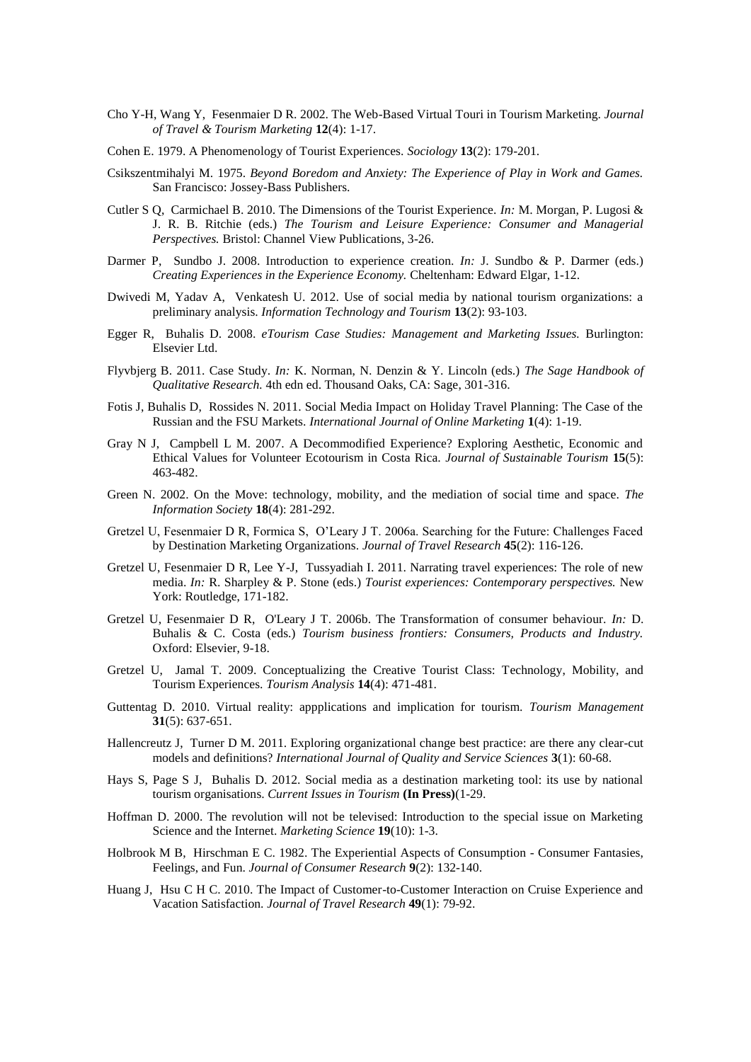Cho Y-H, Wang Y, Fesenmaier D R. 2002. The Web-Based Virtual Touri in Tourism Marketing. *Journal of Travel & Tourism Marketing* **12**(4): 1-17.

Cohen E. 1979. A Phenomenology of Tourist Experiences. *Sociology* **13**(2): 179-201.

Csikszentmihalyi M. 1975. *Beyond Boredom and Anxiety: The Experience of Play in Work and Games.* San Francisco: Jossey-Bass Publishers.

Cutler S Q, Carmichael B. 2010. The Dimensions of the Tourist Experience. *In:* M. Morgan, P. Lugosi & J. R. B. Ritchie (eds.) *The Tourism and Leisure Experience: Consumer and Managerial Perspectives.* Bristol: Channel View Publications, 3-26.

Darmer P, Sundbo J. 2008. Introduction to experience creation. *In:* J. Sundbo & P. Darmer (eds.) *Creating Experiences in the Experience Economy.* Cheltenham: Edward Elgar, 1-12.

Dwivedi M, Yadav A, Venkatesh U. 2012. Use of social media by national tourism organizations: a preliminary analysis. *Information Technology and Tourism* **13**(2): 93-103.

Egger R, Buhalis D. 2008. *eTourism Case Studies: Management and Marketing Issues.* Burlington: Elsevier Ltd.

Flyvbjerg B. 2011. Case Study. *In:* K. Norman, N. Denzin & Y. Lincoln (eds.) *The Sage Handbook of Qualitative Research.* 4th edn ed. Thousand Oaks, CA: Sage, 301-316.

Fotis J, Buhalis D, Rossides N. 2011. Social Media Impact on Holiday Travel Planning: The Case of the Russian and the FSU Markets. *International Journal of Online Marketing* **1**(4): 1-19.

Gray N J, Campbell L M. 2007. A Decommodified Experience? Exploring Aesthetic, Economic and Ethical Values for Volunteer Ecotourism in Costa Rica. *Journal of Sustainable Tourism* **15**(5): 463-482.

Green N. 2002. On the Move: technology, mobility, and the mediation of social time and space. *The Information Society* **18**(4): 281-292.

Gretzel U, Fesenmaier D R, Formica S, O'Leary J T. 2006a. Searching for the Future: Challenges Faced by Destination Marketing Organizations. *Journal of Travel Research* **45**(2): 116-126.

Gretzel U, Fesenmaier D R, Lee Y-J, Tussyadiah I. 2011. Narrating travel experiences: The role of new media. *In:* R. Sharpley & P. Stone (eds.) *Tourist experiences: Contemporary perspectives.* New York: Routledge, 171-182.

Gretzel U, Fesenmaier D R, O'Leary J T. 2006b. The Transformation of consumer behaviour. *In:* D. Buhalis & C. Costa (eds.) *Tourism business frontiers: Consumers, Products and Industry.* Oxford: Elsevier, 9-18.

Gretzel U, Jamal T. 2009. Conceptualizing the Creative Tourist Class: Technology, Mobility, and Tourism Experiences. *Tourism Analysis* **14**(4): 471-481.

Guttentag D. 2010. Virtual reality: appplications and implication for tourism. *Tourism Management* **31**(5): 637-651.

Hallencreutz J, Turner D M. 2011. Exploring organizational change best practice: are there any clear-cut models and definitions? *International Journal of Quality and Service Sciences* **3**(1): 60-68.

Hays S, Page S J, Buhalis D. 2012. Social media as a destination marketing tool: its use by national tourism organisations. *Current Issues in Tourism* **(In Press)**(1-29.

Hoffman D. 2000. The revolution will not be televised: Introduction to the special issue on Marketing Science and the Internet. *Marketing Science* **19**(10): 1-3.

Holbrook M B, Hirschman E C. 1982. The Experiential Aspects of Consumption - Consumer Fantasies, Feelings, and Fun. *Journal of Consumer Research* **9**(2): 132-140.

Huang J, Hsu C H C. 2010. The Impact of Customer-to-Customer Interaction on Cruise Experience and Vacation Satisfaction. *Journal of Travel Research* **49**(1): 79-92.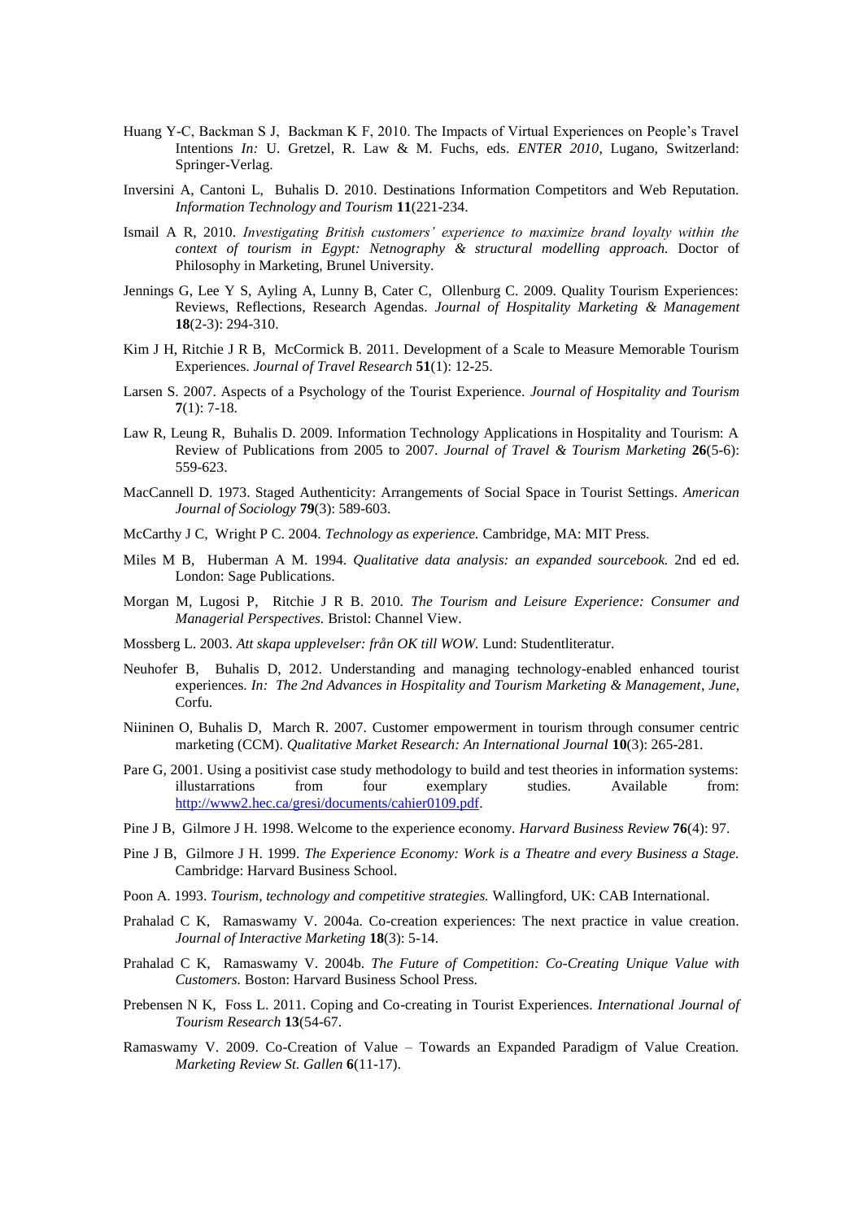Huang Y-C, Backman S J, Backman K F, 2010. The Impacts of Virtual Experiences on People's Travel Intentions *In:* U. Gretzel, R. Law & M. Fuchs, eds. *ENTER 2010*, Lugano, Switzerland: Springer-Verlag.

Inversini A, Cantoni L, Buhalis D. 2010. Destinations Information Competitors and Web Reputation. *Information Technology and Tourism* **11**(221-234.

Ismail A R, 2010. *Investigating British customers' experience to maximize brand loyalty within the context of tourism in Egypt: Netnography & structural modelling approach.* Doctor of Philosophy in Marketing, Brunel University.

Jennings G, Lee Y S, Ayling A, Lunny B, Cater C, Ollenburg C. 2009. Quality Tourism Experiences: Reviews, Reflections, Research Agendas. *Journal of Hospitality Marketing & Management* **18**(2-3): 294-310.

Kim J H, Ritchie J R B, McCormick B. 2011. Development of a Scale to Measure Memorable Tourism Experiences. *Journal of Travel Research* **51**(1): 12-25.

Larsen S. 2007. Aspects of a Psychology of the Tourist Experience. *Journal of Hospitality and Tourism* **7**(1): 7-18.

Law R, Leung R, Buhalis D. 2009. Information Technology Applications in Hospitality and Tourism: A Review of Publications from 2005 to 2007. *Journal of Travel & Tourism Marketing* **26**(5-6): 559-623.

MacCannell D. 1973. Staged Authenticity: Arrangements of Social Space in Tourist Settings. *American Journal of Sociology* **79**(3): 589-603.

McCarthy J C, Wright P C. 2004. *Technology as experience.* Cambridge, MA: MIT Press.

Miles M B, Huberman A M. 1994. *Qualitative data analysis: an expanded sourcebook.* 2nd ed ed. London: Sage Publications.

Morgan M, Lugosi P, Ritchie J R B. 2010. *The Tourism and Leisure Experience: Consumer and Managerial Perspectives.* Bristol: Channel View.

Mossberg L. 2003. *Att skapa upplevelser: från OK till WOW.* Lund: Studentliteratur.

Neuhofer B, Buhalis D, 2012. Understanding and managing technology-enabled enhanced tourist experiences. *In: The 2nd Advances in Hospitality and Tourism Marketing & Management*, *June*, Corfu.

Niininen O, Buhalis D, March R. 2007. Customer empowerment in tourism through consumer centric marketing (CCM). *Qualitative Market Research: An International Journal* **10**(3): 265-281.

Pare G, 2001. Using a positivist case study methodology to build and test theories in information systems: illustarrations from four exemplary studies. Available from: http://www2.hec.ca/gresi/documents/cahier0109.pdf.

Pine J B, Gilmore J H. 1998. Welcome to the experience economy. *Harvard Business Review* **76**(4): 97.

Pine J B, Gilmore J H. 1999. *The Experience Economy: Work is a Theatre and every Business a Stage.* Cambridge: Harvard Business School.

Poon A. 1993. *Tourism, technology and competitive strategies.* Wallingford, UK: CAB International.

Prahalad C K, Ramaswamy V. 2004a. Co-creation experiences: The next practice in value creation. *Journal of Interactive Marketing* **18**(3): 5-14.

Prahalad C K, Ramaswamy V. 2004b. *The Future of Competition: Co-Creating Unique Value with Customers.* Boston: Harvard Business School Press.

Prebensen N K, Foss L. 2011. Coping and Co-creating in Tourist Experiences. *International Journal of Tourism Research* **13**(54-67.

Ramaswamy V. 2009. Co-Creation of Value – Towards an Expanded Paradigm of Value Creation. *Marketing Review St. Gallen* **6**(11-17).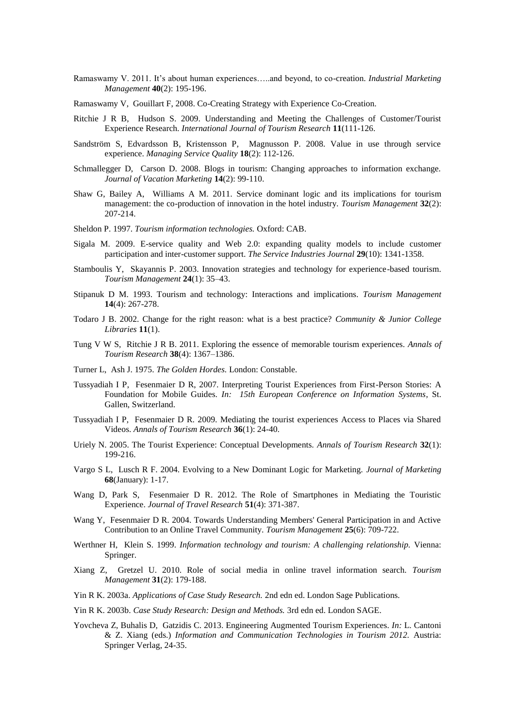Ramaswamy V. 2011. It's about human experiences…..and beyond, to co-creation. *Industrial Marketing Management* **40**(2): 195-196.

Ramaswamy V, Gouillart F, 2008. Co-Creating Strategy with Experience Co-Creation.

Ritchie J R B, Hudson S. 2009. Understanding and Meeting the Challenges of Customer/Tourist Experience Research. *International Journal of Tourism Research* **11**(111-126.

Sandström S, Edvardsson B, Kristensson P, Magnusson P. 2008. Value in use through service experience. *Managing Service Quality* **18**(2): 112-126.

Schmallegger D, Carson D. 2008. Blogs in tourism: Changing approaches to information exchange. *Journal of Vacation Marketing* **14**(2): 99-110.

Shaw G, Bailey A, Williams A M. 2011. Service dominant logic and its implications for tourism management: the co-production of innovation in the hotel industry. *Tourism Management* **32**(2): 207-214.

Sheldon P. 1997. *Tourism information technologies.* Oxford: CAB.

Sigala M. 2009. E-service quality and Web 2.0: expanding quality models to include customer participation and inter-customer support. *The Service Industries Journal* **29**(10): 1341-1358.

Stamboulis Y, Skayannis P. 2003. Innovation strategies and technology for experience-based tourism. *Tourism Management* **24**(1): 35–43.

Stipanuk D M. 1993. Tourism and technology: Interactions and implications. *Tourism Management* **14**(4): 267-278.

Todaro J B. 2002. Change for the right reason: what is a best practice? *Community & Junior College Libraries* **11**(1).

Tung V W S, Ritchie J R B. 2011. Exploring the essence of memorable tourism experiences. *Annals of Tourism Research* **38**(4): 1367–1386.

Turner L, Ash J. 1975. *The Golden Hordes.* London: Constable.

Tussyadiah I P, Fesenmaier D R, 2007. Interpreting Tourist Experiences from First-Person Stories: A Foundation for Mobile Guides. *In: 15th European Conference on Information Systems*, St. Gallen, Switzerland.

Tussyadiah I P, Fesenmaier D R. 2009. Mediating the tourist experiences Access to Places via Shared Videos. *Annals of Tourism Research* **36**(1): 24-40.

Uriely N. 2005. The Tourist Experience: Conceptual Developments. *Annals of Tourism Research* **32**(1): 199-216.

Vargo S L, Lusch R F. 2004. Evolving to a New Dominant Logic for Marketing. *Journal of Marketing* **68**(January): 1-17.

Wang D, Park S, Fesenmaier D R. 2012. The Role of Smartphones in Mediating the Touristic Experience. *Journal of Travel Research* **51**(4): 371-387.

Wang Y, Fesenmaier D R. 2004. Towards Understanding Members' General Participation in and Active Contribution to an Online Travel Community. *Tourism Management* **25**(6): 709-722.

Werthner H, Klein S. 1999. *Information technology and tourism: A challenging relationship.* Vienna: Springer.

Xiang Z, Gretzel U. 2010. Role of social media in online travel information search. *Tourism Management* **31**(2): 179-188.

Yin R K. 2003a. *Applications of Case Study Research.* 2nd edn ed. London Sage Publications.

Yin R K. 2003b. *Case Study Research: Design and Methods.* 3rd edn ed. London SAGE.

Yovcheva Z, Buhalis D, Gatzidis C. 2013. Engineering Augmented Tourism Experiences. *In:* L. Cantoni & Z. Xiang (eds.) *Information and Communication Technologies in Tourism 2012.* Austria: Springer Verlag, 24-35.